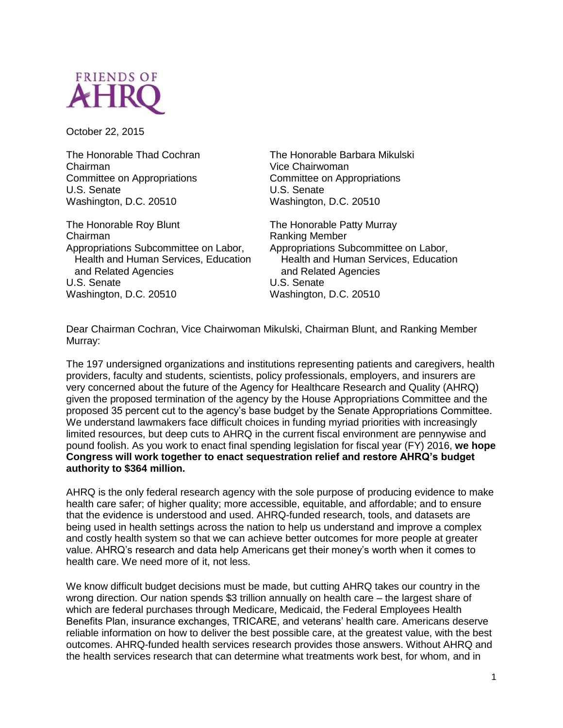FRIENDS OF AHRQ

October 22, 2015

The Honorable Thad Cochran
Chairman
Committee on Appropriations
U.S. Senate
Washington, D.C. 20510

The Honorable Barbara Mikulski
Vice Chairwoman
Committee on Appropriations
U.S. Senate
Washington, D.C. 20510

The Honorable Roy Blunt
Chairman
Appropriations Subcommittee on Labor, Health and Human Services, Education and Related Agencies
U.S. Senate
Washington, D.C. 20510

The Honorable Patty Murray
Ranking Member
Appropriations Subcommittee on Labor, Health and Human Services, Education and Related Agencies
U.S. Senate
Washington, D.C. 20510

Dear Chairman Cochran, Vice Chairwoman Mikulski, Chairman Blunt, and Ranking Member Murray:

The 197 undersigned organizations and institutions representing patients and caregivers, health providers, faculty and students, scientists, policy professionals, employers, and insurers are very concerned about the future of the Agency for Healthcare Research and Quality (AHRQ) given the proposed termination of the agency by the House Appropriations Committee and the proposed 35 percent cut to the agency's base budget by the Senate Appropriations Committee. We understand lawmakers face difficult choices in funding myriad priorities with increasingly limited resources, but deep cuts to AHRQ in the current fiscal environment are pennywise and pound foolish. As you work to enact final spending legislation for fiscal year (FY) 2016, **we hope Congress will work together to enact sequestration relief and restore AHRQ's budget authority to $364 million.**

AHRQ is the only federal research agency with the sole purpose of producing evidence to make health care safer; of higher quality; more accessible, equitable, and affordable; and to ensure that the evidence is understood and used. AHRQ-funded research, tools, and datasets are being used in health settings across the nation to help us understand and improve a complex and costly health system so that we can achieve better outcomes for more people at greater value. AHRQ's research and data help Americans get their money's worth when it comes to health care. We need more of it, not less.

We know difficult budget decisions must be made, but cutting AHRQ takes our country in the wrong direction. Our nation spends $3 trillion annually on health care – the largest share of which are federal purchases through Medicare, Medicaid, the Federal Employees Health Benefits Plan, insurance exchanges, TRICARE, and veterans' health care. Americans deserve reliable information on how to deliver the best possible care, at the greatest value, with the best outcomes. AHRQ-funded health services research provides those answers. Without AHRQ and the health services research that can determine what treatments work best, for whom, and in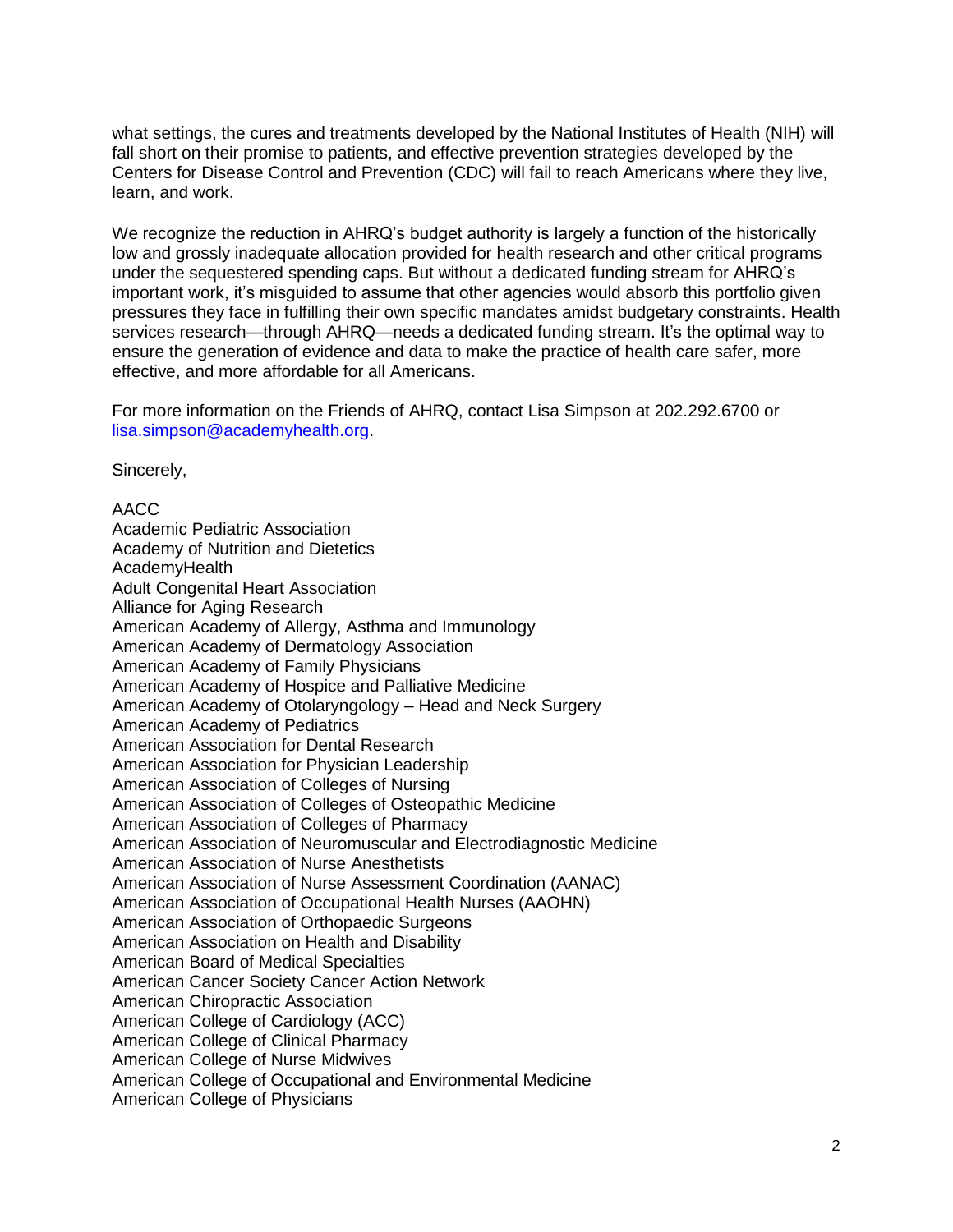what settings, the cures and treatments developed by the National Institutes of Health (NIH) will fall short on their promise to patients, and effective prevention strategies developed by the Centers for Disease Control and Prevention (CDC) will fail to reach Americans where they live, learn, and work.

We recognize the reduction in AHRQ's budget authority is largely a function of the historically low and grossly inadequate allocation provided for health research and other critical programs under the sequestered spending caps. But without a dedicated funding stream for AHRQ's important work, it's misguided to assume that other agencies would absorb this portfolio given pressures they face in fulfilling their own specific mandates amidst budgetary constraints. Health services research—through AHRQ—needs a dedicated funding stream. It's the optimal way to ensure the generation of evidence and data to make the practice of health care safer, more effective, and more affordable for all Americans.

For more information on the Friends of AHRQ, contact Lisa Simpson at 202.292.6700 or [lisa.simpson@academyhealth.org](mailto:lisa.simpson@academyhealth.org).

Sincerely,

AACC
Academic Pediatric Association
Academy of Nutrition and Dietetics
AcademyHealth
Adult Congenital Heart Association
Alliance for Aging Research
American Academy of Allergy, Asthma and Immunology
American Academy of Dermatology Association
American Academy of Family Physicians
American Academy of Hospice and Palliative Medicine
American Academy of Otolaryngology – Head and Neck Surgery
American Academy of Pediatrics
American Association for Dental Research
American Association for Physician Leadership
American Association of Colleges of Nursing
American Association of Colleges of Osteopathic Medicine
American Association of Colleges of Pharmacy
American Association of Neuromuscular and Electrodiagnostic Medicine
American Association of Nurse Anesthetists
American Association of Nurse Assessment Coordination (AANAC)
American Association of Occupational Health Nurses (AAOHN)
American Association of Orthopaedic Surgeons
American Association on Health and Disability
American Board of Medical Specialties
American Cancer Society Cancer Action Network
American Chiropractic Association
American College of Cardiology (ACC)
American College of Clinical Pharmacy
American College of Nurse Midwives
American College of Occupational and Environmental Medicine
American College of Physicians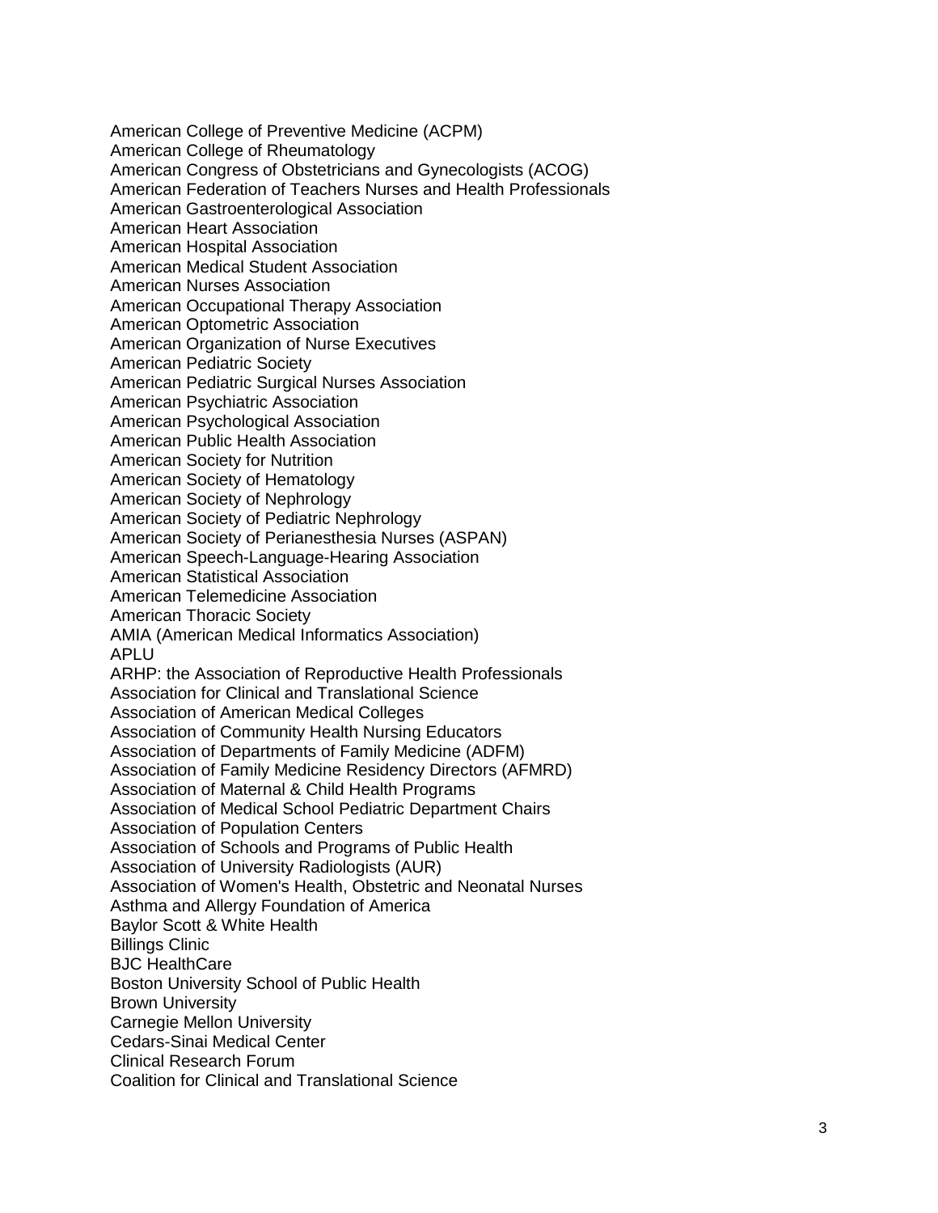American College of Preventive Medicine (ACPM)
American College of Rheumatology
American Congress of Obstetricians and Gynecologists (ACOG)
American Federation of Teachers Nurses and Health Professionals
American Gastroenterological Association
American Heart Association
American Hospital Association
American Medical Student Association
American Nurses Association
American Occupational Therapy Association
American Optometric Association
American Organization of Nurse Executives
American Pediatric Society
American Pediatric Surgical Nurses Association
American Psychiatric Association
American Psychological Association
American Public Health Association
American Society for Nutrition
American Society of Hematology
American Society of Nephrology
American Society of Pediatric Nephrology
American Society of Perianesthesia Nurses (ASPAN)
American Speech-Language-Hearing Association
American Statistical Association
American Telemedicine Association
American Thoracic Society
AMIA (American Medical Informatics Association)
APLU
ARHP: the Association of Reproductive Health Professionals
Association for Clinical and Translational Science
Association of American Medical Colleges
Association of Community Health Nursing Educators
Association of Departments of Family Medicine (ADFM)
Association of Family Medicine Residency Directors (AFMRD)
Association of Maternal & Child Health Programs
Association of Medical School Pediatric Department Chairs
Association of Population Centers
Association of Schools and Programs of Public Health
Association of University Radiologists (AUR)
Association of Women's Health, Obstetric and Neonatal Nurses
Asthma and Allergy Foundation of America
Baylor Scott & White Health
Billings Clinic
BJC HealthCare
Boston University School of Public Health
Brown University
Carnegie Mellon University
Cedars-Sinai Medical Center
Clinical Research Forum
Coalition for Clinical and Translational Science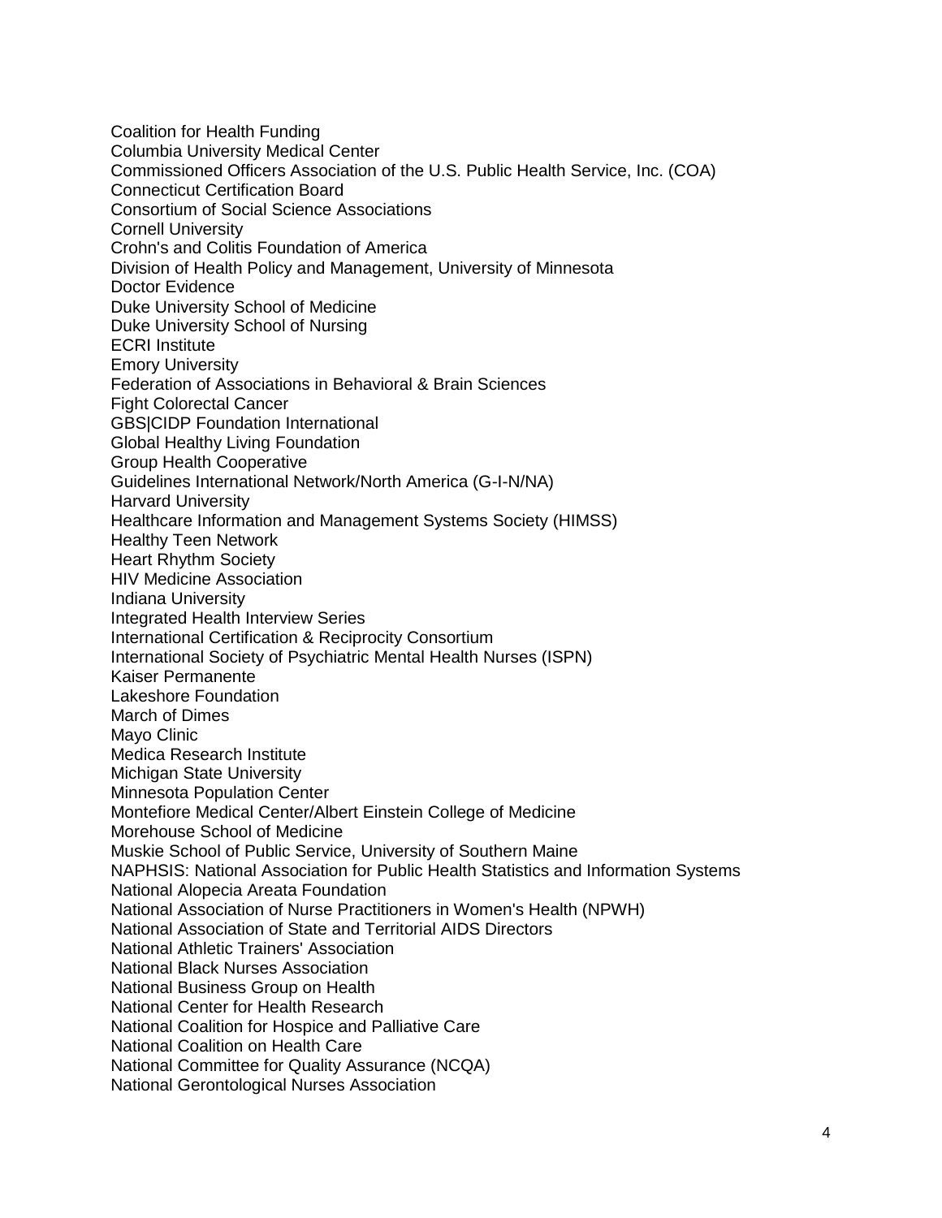Coalition for Health Funding
Columbia University Medical Center
Commissioned Officers Association of the U.S. Public Health Service, Inc. (COA)
Connecticut Certification Board
Consortium of Social Science Associations
Cornell University
Crohn's and Colitis Foundation of America
Division of Health Policy and Management, University of Minnesota
Doctor Evidence
Duke University School of Medicine
Duke University School of Nursing
ECRI Institute
Emory University
Federation of Associations in Behavioral & Brain Sciences
Fight Colorectal Cancer
GBS|CIDP Foundation International
Global Healthy Living Foundation
Group Health Cooperative
Guidelines International Network/North America (G-I-N/NA)
Harvard University
Healthcare Information and Management Systems Society (HIMSS)
Healthy Teen Network
Heart Rhythm Society
HIV Medicine Association
Indiana University
Integrated Health Interview Series
International Certification & Reciprocity Consortium
International Society of Psychiatric Mental Health Nurses (ISPN)
Kaiser Permanente
Lakeshore Foundation
March of Dimes
Mayo Clinic
Medica Research Institute
Michigan State University
Minnesota Population Center
Montefiore Medical Center/Albert Einstein College of Medicine
Morehouse School of Medicine
Muskie School of Public Service, University of Southern Maine
NAPHSIS: National Association for Public Health Statistics and Information Systems
National Alopecia Areata Foundation
National Association of Nurse Practitioners in Women's Health (NPWH)
National Association of State and Territorial AIDS Directors
National Athletic Trainers' Association
National Black Nurses Association
National Business Group on Health
National Center for Health Research
National Coalition for Hospice and Palliative Care
National Coalition on Health Care
National Committee for Quality Assurance (NCQA)
National Gerontological Nurses Association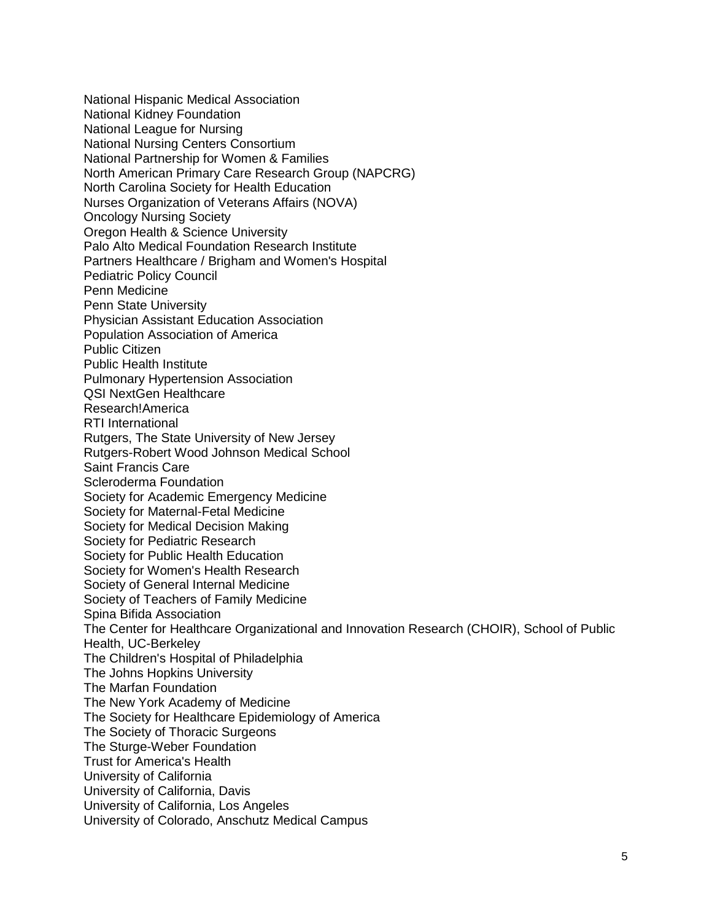National Hispanic Medical Association
National Kidney Foundation
National League for Nursing
National Nursing Centers Consortium
National Partnership for Women & Families
North American Primary Care Research Group (NAPCRG)
North Carolina Society for Health Education
Nurses Organization of Veterans Affairs (NOVA)
Oncology Nursing Society
Oregon Health & Science University
Palo Alto Medical Foundation Research Institute
Partners Healthcare / Brigham and Women's Hospital
Pediatric Policy Council
Penn Medicine
Penn State University
Physician Assistant Education Association
Population Association of America
Public Citizen
Public Health Institute
Pulmonary Hypertension Association
QSI NextGen Healthcare
Research!America
RTI International
Rutgers, The State University of New Jersey
Rutgers-Robert Wood Johnson Medical School
Saint Francis Care
Scleroderma Foundation
Society for Academic Emergency Medicine
Society for Maternal-Fetal Medicine
Society for Medical Decision Making
Society for Pediatric Research
Society for Public Health Education
Society for Women's Health Research
Society of General Internal Medicine
Society of Teachers of Family Medicine
Spina Bifida Association
The Center for Healthcare Organizational and Innovation Research (CHOIR), School of Public Health, UC-Berkeley
The Children's Hospital of Philadelphia
The Johns Hopkins University
The Marfan Foundation
The New York Academy of Medicine
The Society for Healthcare Epidemiology of America
The Society of Thoracic Surgeons
The Sturge-Weber Foundation
Trust for America's Health
University of California
University of California, Davis
University of California, Los Angeles
University of Colorado, Anschutz Medical Campus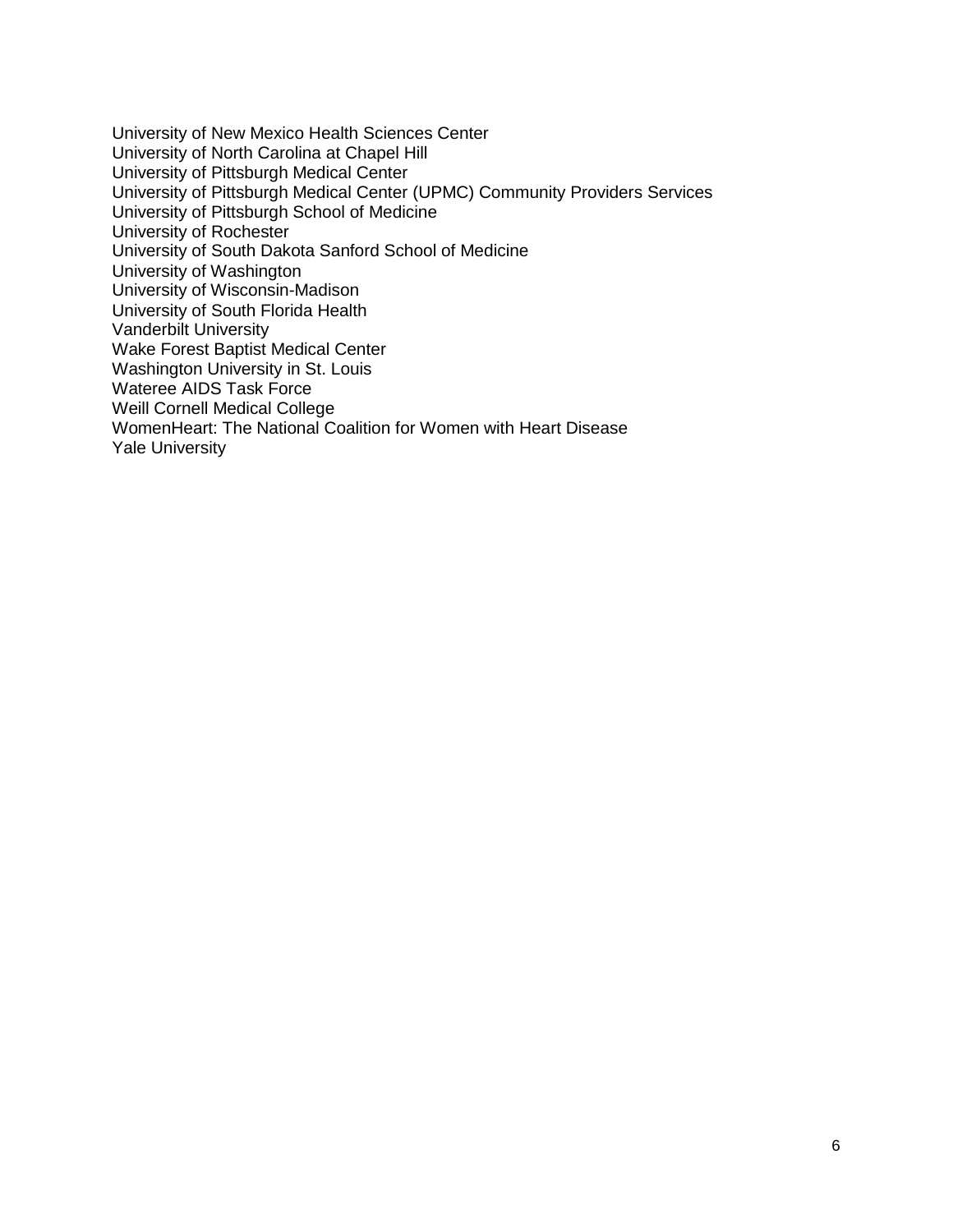University of New Mexico Health Sciences Center
University of North Carolina at Chapel Hill
University of Pittsburgh Medical Center
University of Pittsburgh Medical Center (UPMC) Community Providers Services
University of Pittsburgh School of Medicine
University of Rochester
University of South Dakota Sanford School of Medicine
University of Washington
University of Wisconsin-Madison
University of South Florida Health
Vanderbilt University
Wake Forest Baptist Medical Center
Washington University in St. Louis
Wateree AIDS Task Force
Weill Cornell Medical College
WomenHeart: The National Coalition for Women with Heart Disease
Yale University